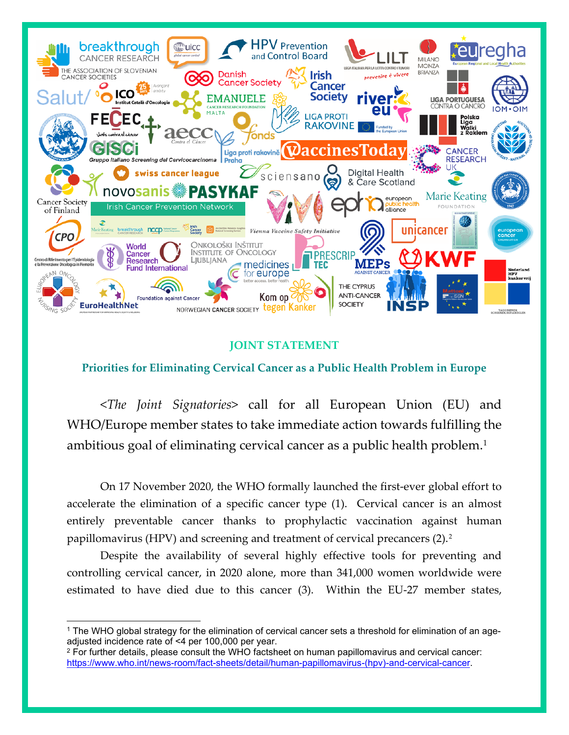## JOINT STATEMENT

### Priorities for Eliminating Cervical Cancer as a Public Health Problem in Europe

*<The Joint Signatories>* call for all European Union (EU) and WHO/Europe member states to take immediate action towards fulfilling the ambitious goal of eliminating cervical cancer as a public health problem.[1]

On 17 November 2020, the WHO formally launched the first-ever global effort to accelerate the elimination of a specific cancer type (1). Cervical cancer is an almost entirely preventable cancer thanks to prophylactic vaccination against human papillomavirus (HPV) and screening and treatment of cervical precancers (2).[2]

Despite the availability of several highly effective tools for preventing and controlling cervical cancer, in 2020 alone, more than 341,000 women worldwide were estimated to have died due to this cancer (3). Within the EU-27 member states,

---

[1] The WHO global strategy for the elimination of cervical cancer sets a threshold for elimination of an age-adjusted incidence rate of <4 per 100,000 per year.

[2] For further details, please consult the WHO factsheet on human papillomavirus and cervical cancer: https://www.who.int/news-room/fact-sheets/detail/human-papillomavirus-(hpv)-and-cervical-cancer.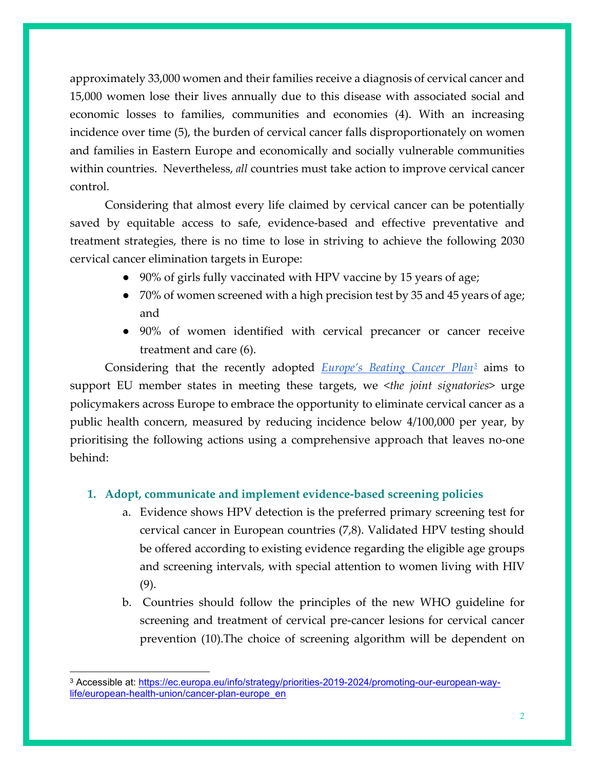approximately 33,000 women and their families receive a diagnosis of cervical cancer and 15,000 women lose their lives annually due to this disease with associated social and economic losses to families, communities and economies (4). With an increasing incidence over time (5), the burden of cervical cancer falls disproportionately on women and families in Eastern Europe and economically and socially vulnerable communities within countries. Nevertheless, *all* countries must take action to improve cervical cancer control.

Considering that almost every life claimed by cervical cancer can be potentially saved by equitable access to safe, evidence-based and effective preventative and treatment strategies, there is no time to lose in striving to achieve the following 2030 cervical cancer elimination targets in Europe:

- 90% of girls fully vaccinated with HPV vaccine by 15 years of age;
- 70% of women screened with a high precision test by 35 and 45 years of age; and
- 90% of women identified with cervical precancer or cancer receive treatment and care (6).

Considering that the recently adopted [*Europe's Beating Cancer Plan*](https://ec.europa.eu/info/strategy/priorities-2019-2024/promoting-our-european-way-life/european-health-union/cancer-plan-europe_en)[3] aims to support EU member states in meeting these targets, we <*the joint signatories*> urge policymakers across Europe to embrace the opportunity to eliminate cervical cancer as a public health concern, measured by reducing incidence below 4/100,000 per year, by prioritising the following actions using a comprehensive approach that leaves no-one behind:

1. **Adopt, communicate and implement evidence-based screening policies**
   a. Evidence shows HPV detection is the preferred primary screening test for cervical cancer in European countries (7,8). Validated HPV testing should be offered according to existing evidence regarding the eligible age groups and screening intervals, with special attention to women living with HIV (9).
   b. Countries should follow the principles of the new WHO guideline for screening and treatment of cervical pre-cancer lesions for cervical cancer prevention (10).The choice of screening algorithm will be dependent on

---

[3] Accessible at: https://ec.europa.eu/info/strategy/priorities-2019-2024/promoting-our-european-way-life/european-health-union/cancer-plan-europe_en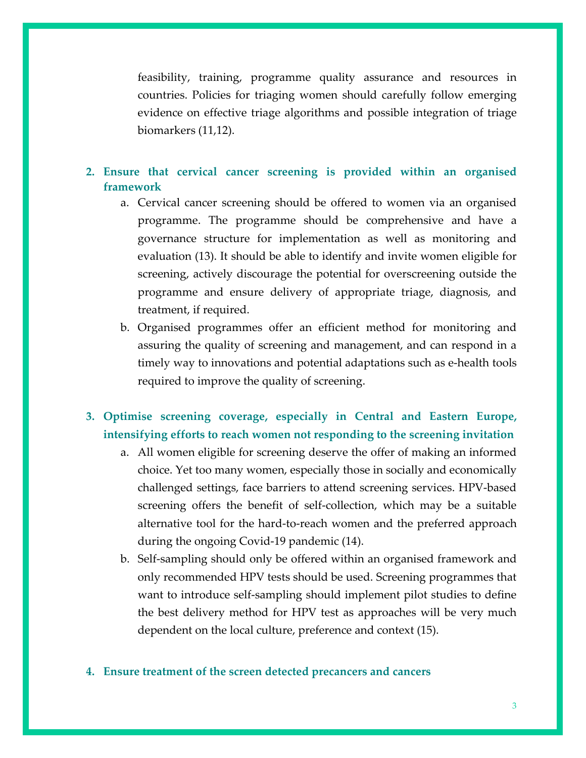feasibility, training, programme quality assurance and resources in countries. Policies for triaging women should carefully follow emerging evidence on effective triage algorithms and possible integration of triage biomarkers (11,12).

2. **Ensure that cervical cancer screening is provided within an organised framework**
   a. Cervical cancer screening should be offered to women via an organised programme. The programme should be comprehensive and have a governance structure for implementation as well as monitoring and evaluation (13). It should be able to identify and invite women eligible for screening, actively discourage the potential for overscreening outside the programme and ensure delivery of appropriate triage, diagnosis, and treatment, if required.
   b. Organised programmes offer an efficient method for monitoring and assuring the quality of screening and management, and can respond in a timely way to innovations and potential adaptations such as e-health tools required to improve the quality of screening.

3. **Optimise screening coverage, especially in Central and Eastern Europe, intensifying efforts to reach women not responding to the screening invitation**
   a. All women eligible for screening deserve the offer of making an informed choice. Yet too many women, especially those in socially and economically challenged settings, face barriers to attend screening services. HPV-based screening offers the benefit of self-collection, which may be a suitable alternative tool for the hard-to-reach women and the preferred approach during the ongoing Covid-19 pandemic (14).
   b. Self-sampling should only be offered within an organised framework and only recommended HPV tests should be used. Screening programmes that want to introduce self-sampling should implement pilot studies to define the best delivery method for HPV test as approaches will be very much dependent on the local culture, preference and context (15).

4. **Ensure treatment of the screen detected precancers and cancers**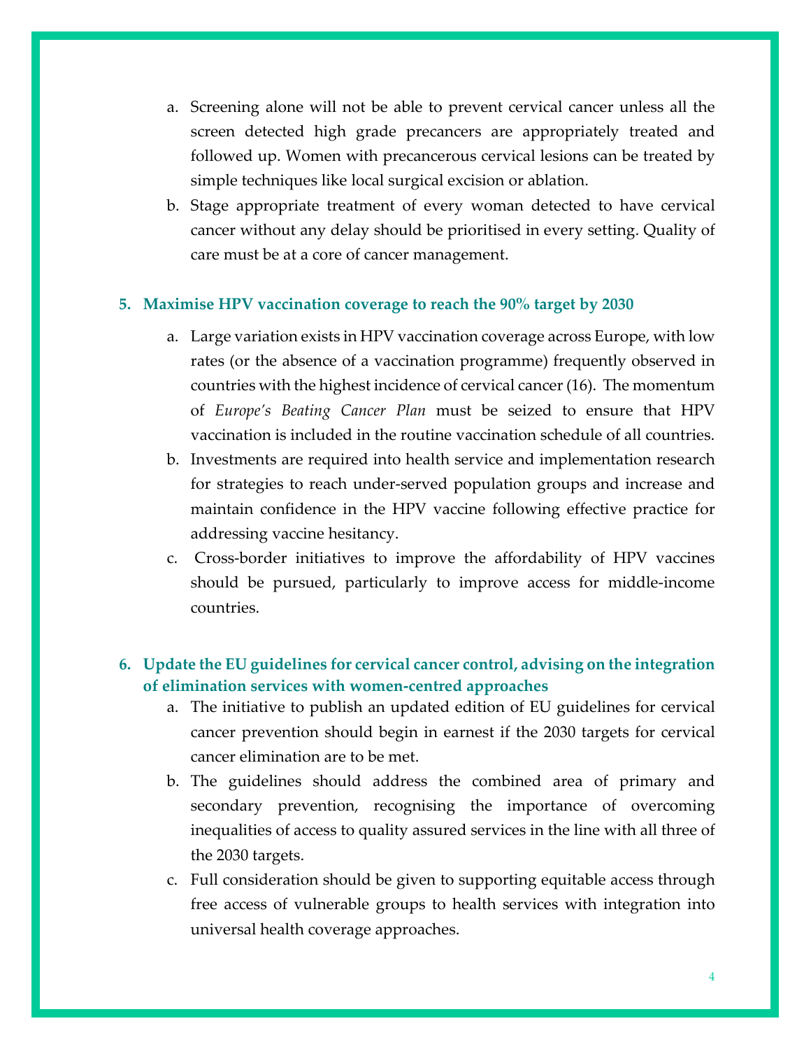a. Screening alone will not be able to prevent cervical cancer unless all the screen detected high grade precancers are appropriately treated and followed up. Women with precancerous cervical lesions can be treated by simple techniques like local surgical excision or ablation.

b. Stage appropriate treatment of every woman detected to have cervical cancer without any delay should be prioritised in every setting. Quality of care must be at a core of cancer management.

### 5. Maximise HPV vaccination coverage to reach the 90% target by 2030

a. Large variation exists in HPV vaccination coverage across Europe, with low rates (or the absence of a vaccination programme) frequently observed in countries with the highest incidence of cervical cancer (16). The momentum of *Europe's Beating Cancer Plan* must be seized to ensure that HPV vaccination is included in the routine vaccination schedule of all countries.

b. Investments are required into health service and implementation research for strategies to reach under-served population groups and increase and maintain confidence in the HPV vaccine following effective practice for addressing vaccine hesitancy.

c. Cross-border initiatives to improve the affordability of HPV vaccines should be pursued, particularly to improve access for middle-income countries.

### 6. Update the EU guidelines for cervical cancer control, advising on the integration of elimination services with women-centred approaches

a. The initiative to publish an updated edition of EU guidelines for cervical cancer prevention should begin in earnest if the 2030 targets for cervical cancer elimination are to be met.

b. The guidelines should address the combined area of primary and secondary prevention, recognising the importance of overcoming inequalities of access to quality assured services in the line with all three of the 2030 targets.

c. Full consideration should be given to supporting equitable access through free access of vulnerable groups to health services with integration into universal health coverage approaches.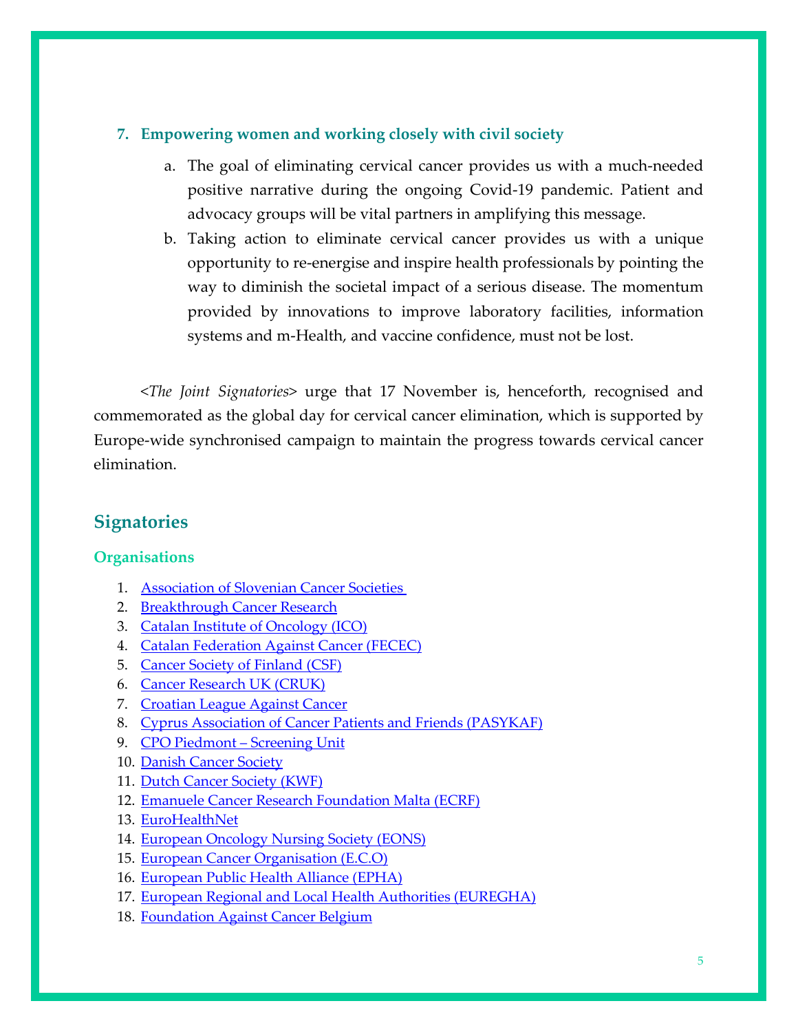7. **Empowering women and working closely with civil society**
    a. The goal of eliminating cervical cancer provides us with a much-needed positive narrative during the ongoing Covid-19 pandemic. Patient and advocacy groups will be vital partners in amplifying this message.
    b. Taking action to eliminate cervical cancer provides us with a unique opportunity to re-energise and inspire health professionals by pointing the way to diminish the societal impact of a serious disease. The momentum provided by innovations to improve laboratory facilities, information systems and m-Health, and vaccine confidence, must not be lost.

<*The Joint Signatories*> urge that 17 November is, henceforth, recognised and commemorated as the global day for cervical cancer elimination, which is supported by Europe-wide synchronised campaign to maintain the progress towards cervical cancer elimination.

## Signatories

### Organisations

1. Association of Slovenian Cancer Societies
2. Breakthrough Cancer Research
3. Catalan Institute of Oncology (ICO)
4. Catalan Federation Against Cancer (FECEC)
5. Cancer Society of Finland (CSF)
6. Cancer Research UK (CRUK)
7. Croatian League Against Cancer
8. Cyprus Association of Cancer Patients and Friends (PASYKAF)
9. CPO Piedmont – Screening Unit
10. Danish Cancer Society
11. Dutch Cancer Society (KWF)
12. Emanuele Cancer Research Foundation Malta (ECRF)
13. EuroHealthNet
14. European Oncology Nursing Society (EONS)
15. European Cancer Organisation (E.C.O)
16. European Public Health Alliance (EPHA)
17. European Regional and Local Health Authorities (EUREGHA)
18. Foundation Against Cancer Belgium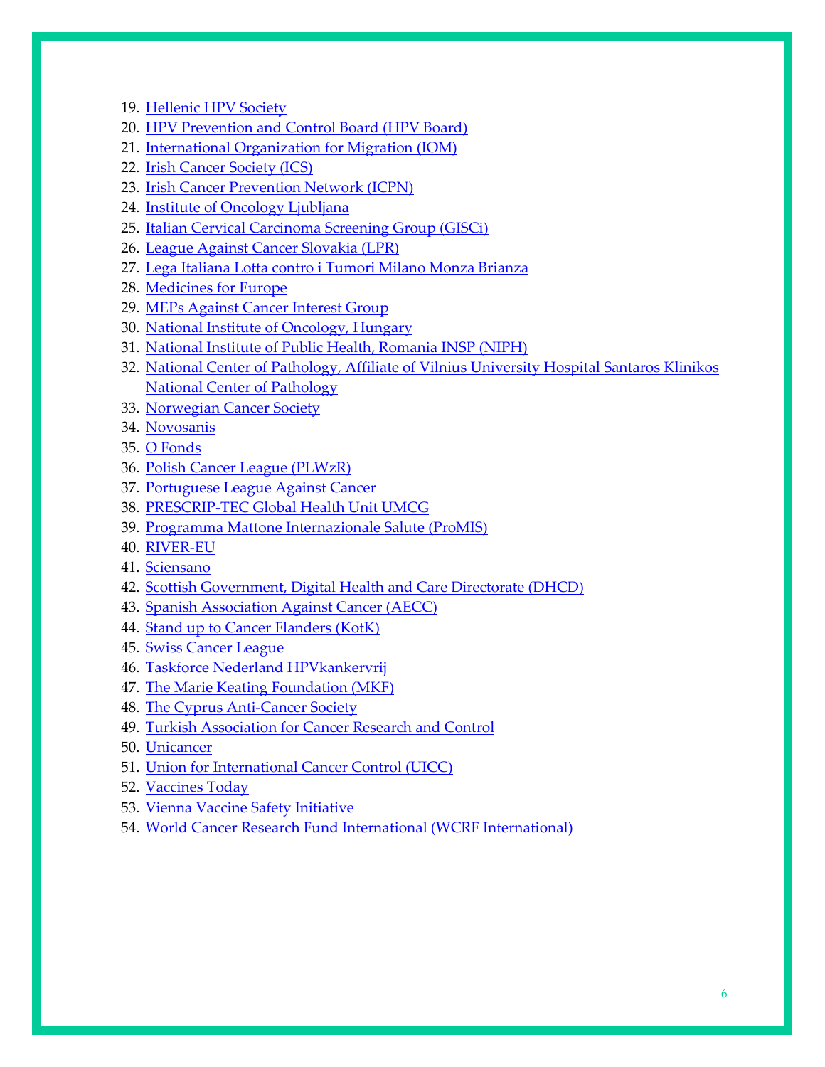19. Hellenic HPV Society
20. HPV Prevention and Control Board (HPV Board)
21. International Organization for Migration (IOM)
22. Irish Cancer Society (ICS)
23. Irish Cancer Prevention Network (ICPN)
24. Institute of Oncology Ljubljana
25. Italian Cervical Carcinoma Screening Group (GISCi)
26. League Against Cancer Slovakia (LPR)
27. Lega Italiana Lotta contro i Tumori Milano Monza Brianza
28. Medicines for Europe
29. MEPs Against Cancer Interest Group
30. National Institute of Oncology, Hungary
31. National Institute of Public Health, Romania INSP (NIPH)
32. National Center of Pathology, Affiliate of Vilnius University Hospital Santaros Klinikos National Center of Pathology
33. Norwegian Cancer Society
34. Novosanis
35. O Fonds
36. Polish Cancer League (PLWzR)
37. Portuguese League Against Cancer
38. PRESCRIP-TEC Global Health Unit UMCG
39. Programma Mattone Internazionale Salute (ProMIS)
40. RIVER-EU
41. Sciensano
42. Scottish Government, Digital Health and Care Directorate (DHCD)
43. Spanish Association Against Cancer (AECC)
44. Stand up to Cancer Flanders (KotK)
45. Swiss Cancer League
46. Taskforce Nederland HPVkankervrij
47. The Marie Keating Foundation (MKF)
48. The Cyprus Anti-Cancer Society
49. Turkish Association for Cancer Research and Control
50. Unicancer
51. Union for International Cancer Control (UICC)
52. Vaccines Today
53. Vienna Vaccine Safety Initiative
54. World Cancer Research Fund International (WCRF International)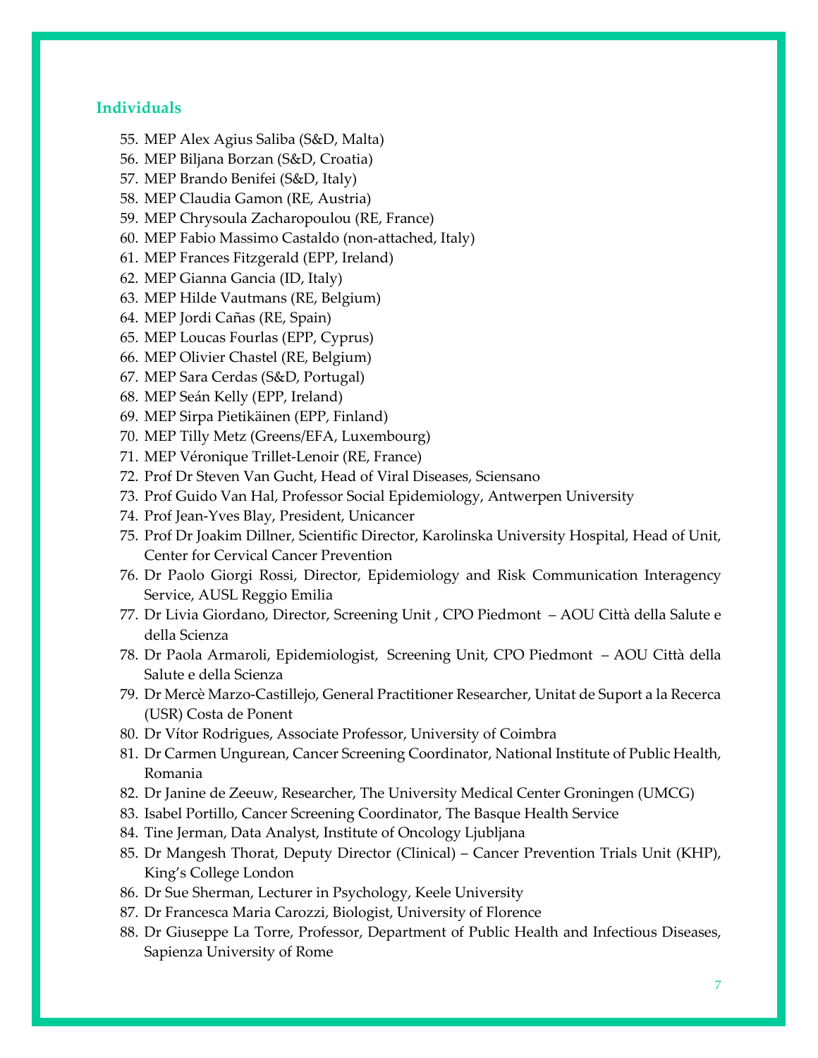## Individuals

55. MEP Alex Agius Saliba (S&D, Malta)
56. MEP Biljana Borzan (S&D, Croatia)
57. MEP Brando Benifei (S&D, Italy)
58. MEP Claudia Gamon (RE, Austria)
59. MEP Chrysoula Zacharopoulou (RE, France)
60. MEP Fabio Massimo Castaldo (non-attached, Italy)
61. MEP Frances Fitzgerald (EPP, Ireland)
62. MEP Gianna Gancia (ID, Italy)
63. MEP Hilde Vautmans (RE, Belgium)
64. MEP Jordi Cañas (RE, Spain)
65. MEP Loucas Fourlas (EPP, Cyprus)
66. MEP Olivier Chastel (RE, Belgium)
67. MEP Sara Cerdas (S&D, Portugal)
68. MEP Seán Kelly (EPP, Ireland)
69. MEP Sirpa Pietikäinen (EPP, Finland)
70. MEP Tilly Metz (Greens/EFA, Luxembourg)
71. MEP Véronique Trillet-Lenoir (RE, France)
72. Prof Dr Steven Van Gucht, Head of Viral Diseases, Sciensano
73. Prof Guido Van Hal, Professor Social Epidemiology, Antwerpen University
74. Prof Jean-Yves Blay, President, Unicancer
75. Prof Dr Joakim Dillner, Scientific Director, Karolinska University Hospital, Head of Unit, Center for Cervical Cancer Prevention
76. Dr Paolo Giorgi Rossi, Director, Epidemiology and Risk Communication Interagency Service, AUSL Reggio Emilia
77. Dr Livia Giordano, Director, Screening Unit , CPO Piedmont – AOU Città della Salute e della Scienza
78. Dr Paola Armaroli, Epidemiologist, Screening Unit, CPO Piedmont – AOU Città della Salute e della Scienza
79. Dr Mercè Marzo-Castillejo, General Practitioner Researcher, Unitat de Suport a la Recerca (USR) Costa de Ponent
80. Dr Vítor Rodrigues, Associate Professor, University of Coimbra
81. Dr Carmen Ungurean, Cancer Screening Coordinator, National Institute of Public Health, Romania
82. Dr Janine de Zeeuw, Researcher, The University Medical Center Groningen (UMCG)
83. Isabel Portillo, Cancer Screening Coordinator, The Basque Health Service
84. Tine Jerman, Data Analyst, Institute of Oncology Ljubljana
85. Dr Mangesh Thorat, Deputy Director (Clinical) – Cancer Prevention Trials Unit (KHP), King's College London
86. Dr Sue Sherman, Lecturer in Psychology, Keele University
87. Dr Francesca Maria Carozzi, Biologist, University of Florence
88. Dr Giuseppe La Torre, Professor, Department of Public Health and Infectious Diseases, Sapienza University of Rome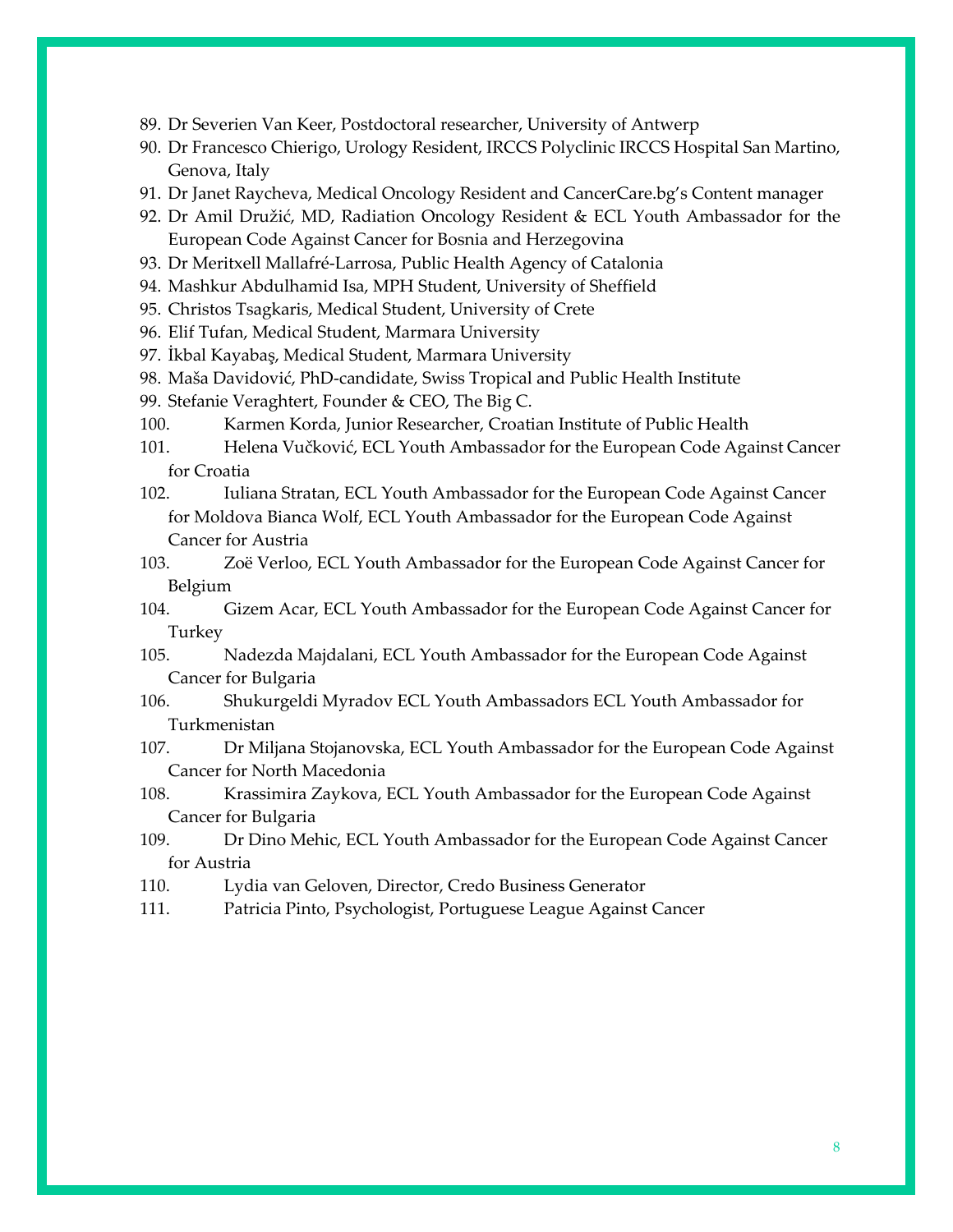89. Dr Severien Van Keer, Postdoctoral researcher, University of Antwerp
90. Dr Francesco Chierigo, Urology Resident, IRCCS Polyclinic IRCCS Hospital San Martino, Genova, Italy
91. Dr Janet Raycheva, Medical Oncology Resident and CancerCare.bg's Content manager
92. Dr Amil Družić, MD, Radiation Oncology Resident & ECL Youth Ambassador for the European Code Against Cancer for Bosnia and Herzegovina
93. Dr Meritxell Mallafré-Larrosa, Public Health Agency of Catalonia
94. Mashkur Abdulhamid Isa, MPH Student, University of Sheffield
95. Christos Tsagkaris, Medical Student, University of Crete
96. Elif Tufan, Medical Student, Marmara University
97. İkbal Kayabaş, Medical Student, Marmara University
98. Maša Davidović, PhD-candidate, Swiss Tropical and Public Health Institute
99. Stefanie Veraghtert, Founder & CEO, The Big C.
100. Karmen Korda, Junior Researcher, Croatian Institute of Public Health
101. Helena Vučković, ECL Youth Ambassador for the European Code Against Cancer for Croatia
102. Iuliana Stratan, ECL Youth Ambassador for the European Code Against Cancer for Moldova Bianca Wolf, ECL Youth Ambassador for the European Code Against Cancer for Austria
103. Zoë Verloo, ECL Youth Ambassador for the European Code Against Cancer for Belgium
104. Gizem Acar, ECL Youth Ambassador for the European Code Against Cancer for Turkey
105. Nadezda Majdalani, ECL Youth Ambassador for the European Code Against Cancer for Bulgaria
106. Shukurgeldi Myradov ECL Youth Ambassadors ECL Youth Ambassador for Turkmenistan
107. Dr Miljana Stojanovska, ECL Youth Ambassador for the European Code Against Cancer for North Macedonia
108. Krassimira Zaykova, ECL Youth Ambassador for the European Code Against Cancer for Bulgaria
109. Dr Dino Mehic, ECL Youth Ambassador for the European Code Against Cancer for Austria
110. Lydia van Geloven, Director, Credo Business Generator
111. Patricia Pinto, Psychologist, Portuguese League Against Cancer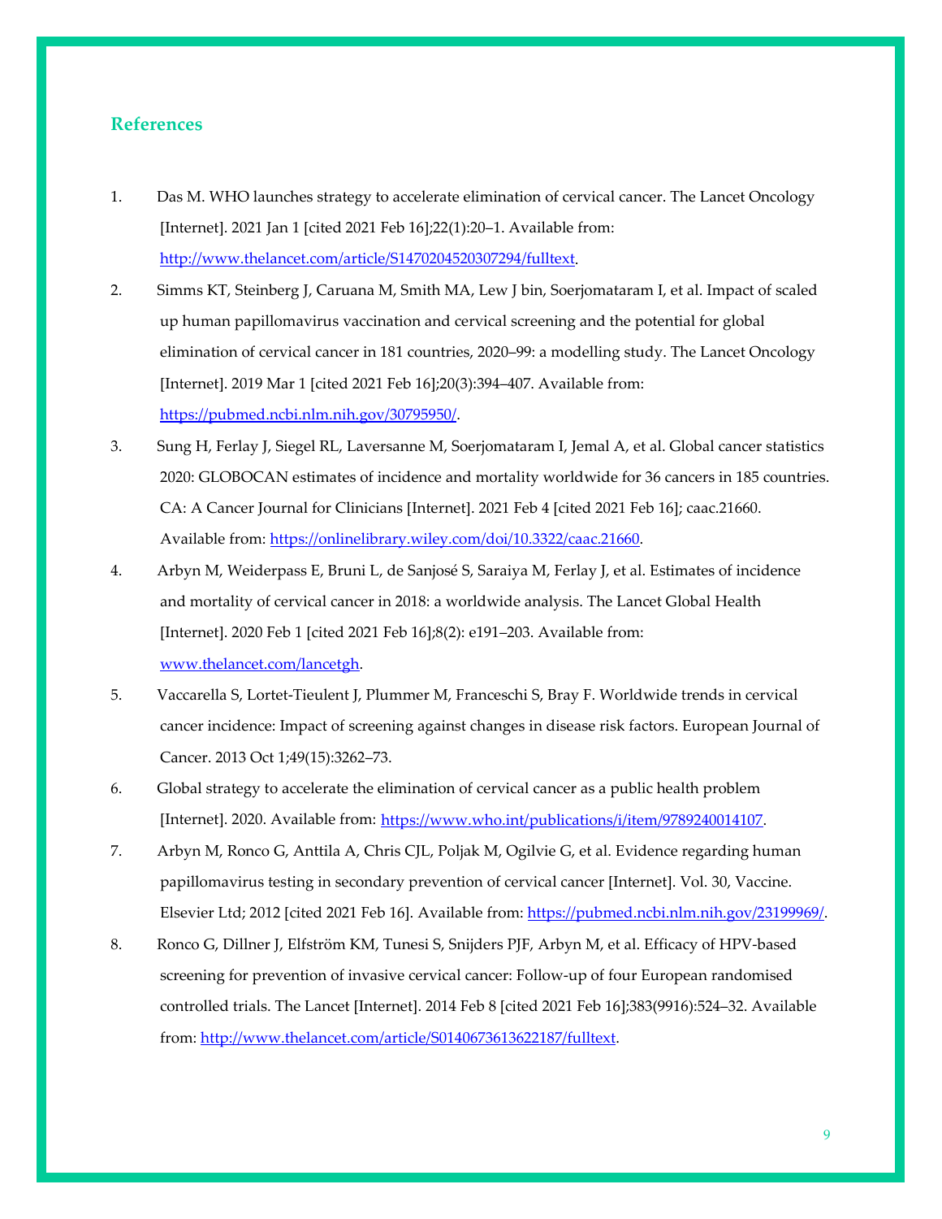## References

1. Das M. WHO launches strategy to accelerate elimination of cervical cancer. The Lancet Oncology [Internet]. 2021 Jan 1 [cited 2021 Feb 16];22(1):20–1. Available from: http://www.thelancet.com/article/S1470204520307294/fulltext.
2. Simms KT, Steinberg J, Caruana M, Smith MA, Lew J bin, Soerjomataram I, et al. Impact of scaled up human papillomavirus vaccination and cervical screening and the potential for global elimination of cervical cancer in 181 countries, 2020–99: a modelling study. The Lancet Oncology [Internet]. 2019 Mar 1 [cited 2021 Feb 16];20(3):394–407. Available from: https://pubmed.ncbi.nlm.nih.gov/30795950/.
3. Sung H, Ferlay J, Siegel RL, Laversanne M, Soerjomataram I, Jemal A, et al. Global cancer statistics 2020: GLOBOCAN estimates of incidence and mortality worldwide for 36 cancers in 185 countries. CA: A Cancer Journal for Clinicians [Internet]. 2021 Feb 4 [cited 2021 Feb 16]; caac.21660. Available from: https://onlinelibrary.wiley.com/doi/10.3322/caac.21660.
4. Arbyn M, Weiderpass E, Bruni L, de Sanjosé S, Saraiya M, Ferlay J, et al. Estimates of incidence and mortality of cervical cancer in 2018: a worldwide analysis. The Lancet Global Health [Internet]. 2020 Feb 1 [cited 2021 Feb 16];8(2): e191–203. Available from: www.thelancet.com/lancetgh.
5. Vaccarella S, Lortet-Tieulent J, Plummer M, Franceschi S, Bray F. Worldwide trends in cervical cancer incidence: Impact of screening against changes in disease risk factors. European Journal of Cancer. 2013 Oct 1;49(15):3262–73.
6. Global strategy to accelerate the elimination of cervical cancer as a public health problem [Internet]. 2020. Available from: https://www.who.int/publications/i/item/9789240014107.
7. Arbyn M, Ronco G, Anttila A, Chris CJL, Poljak M, Ogilvie G, et al. Evidence regarding human papillomavirus testing in secondary prevention of cervical cancer [Internet]. Vol. 30, Vaccine. Elsevier Ltd; 2012 [cited 2021 Feb 16]. Available from: https://pubmed.ncbi.nlm.nih.gov/23199969/.
8. Ronco G, Dillner J, Elfström KM, Tunesi S, Snijders PJF, Arbyn M, et al. Efficacy of HPV-based screening for prevention of invasive cervical cancer: Follow-up of four European randomised controlled trials. The Lancet [Internet]. 2014 Feb 8 [cited 2021 Feb 16];383(9916):524–32. Available from: http://www.thelancet.com/article/S0140673613622187/fulltext.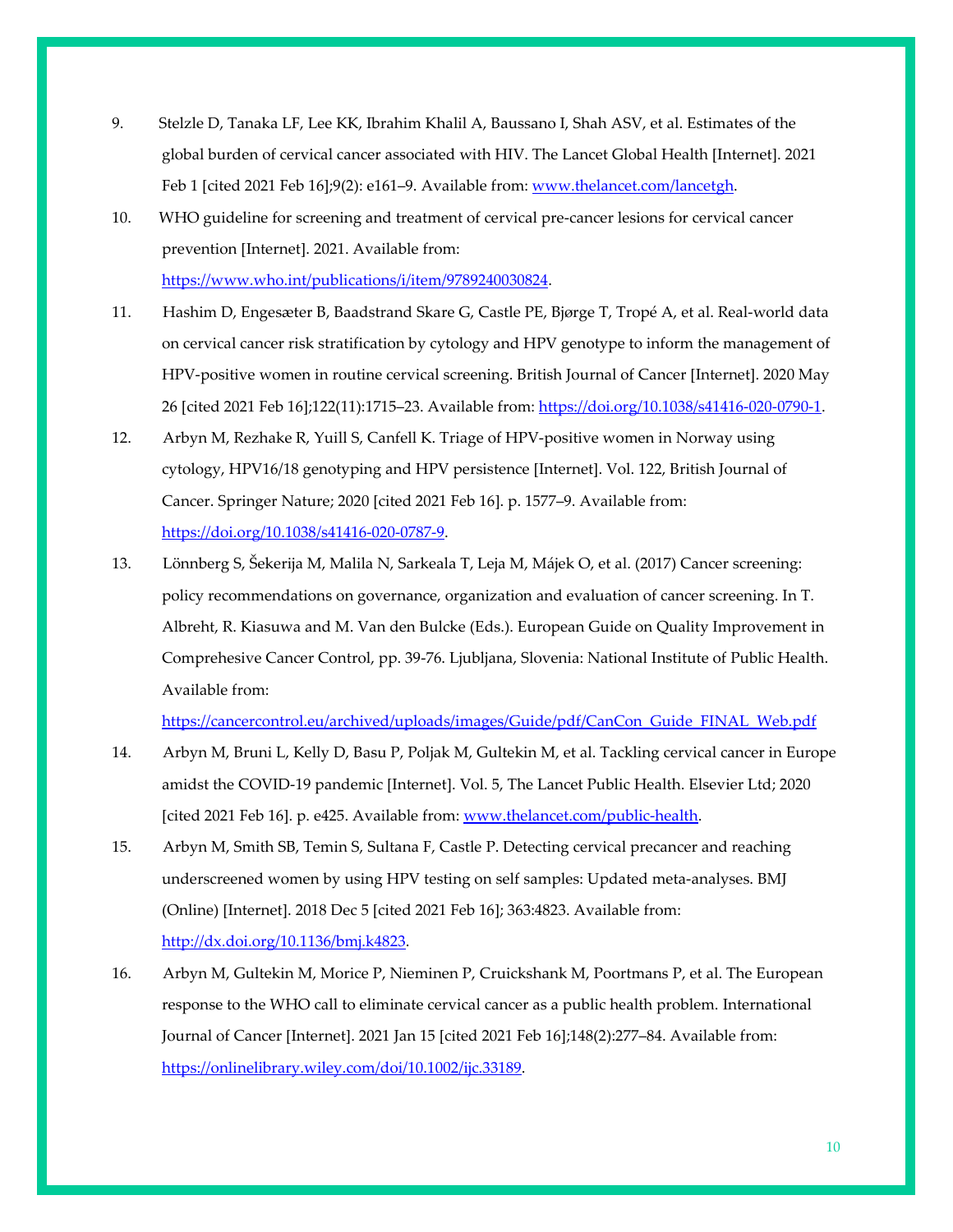9. Stelzle D, Tanaka LF, Lee KK, Ibrahim Khalil A, Baussano I, Shah ASV, et al. Estimates of the global burden of cervical cancer associated with HIV. The Lancet Global Health [Internet]. 2021 Feb 1 [cited 2021 Feb 16];9(2): e161–9. Available from: [www.thelancet.com/lancetgh](www.thelancet.com/lancetgh).

10. WHO guideline for screening and treatment of cervical pre-cancer lesions for cervical cancer prevention [Internet]. 2021. Available from: [https://www.who.int/publications/i/item/9789240030824](https://www.who.int/publications/i/item/9789240030824).

11. Hashim D, Engesæter B, Baadstrand Skare G, Castle PE, Bjørge T, Tropé A, et al. Real-world data on cervical cancer risk stratification by cytology and HPV genotype to inform the management of HPV-positive women in routine cervical screening. British Journal of Cancer [Internet]. 2020 May 26 [cited 2021 Feb 16];122(11):1715–23. Available from: [https://doi.org/10.1038/s41416-020-0790-1](https://doi.org/10.1038/s41416-020-0790-1).

12. Arbyn M, Rezhake R, Yuill S, Canfell K. Triage of HPV-positive women in Norway using cytology, HPV16/18 genotyping and HPV persistence [Internet]. Vol. 122, British Journal of Cancer. Springer Nature; 2020 [cited 2021 Feb 16]. p. 1577–9. Available from: [https://doi.org/10.1038/s41416-020-0787-9](https://doi.org/10.1038/s41416-020-0787-9).

13. Lönnberg S, Šekerija M, Malila N, Sarkeala T, Leja M, Májek O, et al. (2017) Cancer screening: policy recommendations on governance, organization and evaluation of cancer screening. In T. Albreht, R. Kiasuwa and M. Van den Bulcke (Eds.). European Guide on Quality Improvement in Comprehesive Cancer Control, pp. 39-76. Ljubljana, Slovenia: National Institute of Public Health. Available from: [https://cancercontrol.eu/archived/uploads/images/Guide/pdf/CanCon_Guide_FINAL_Web.pdf](https://cancercontrol.eu/archived/uploads/images/Guide/pdf/CanCon_Guide_FINAL_Web.pdf)

14. Arbyn M, Bruni L, Kelly D, Basu P, Poljak M, Gultekin M, et al. Tackling cervical cancer in Europe amidst the COVID-19 pandemic [Internet]. Vol. 5, The Lancet Public Health. Elsevier Ltd; 2020 [cited 2021 Feb 16]. p. e425. Available from: [www.thelancet.com/public-health](www.thelancet.com/public-health).

15. Arbyn M, Smith SB, Temin S, Sultana F, Castle P. Detecting cervical precancer and reaching underscreened women by using HPV testing on self samples: Updated meta-analyses. BMJ (Online) [Internet]. 2018 Dec 5 [cited 2021 Feb 16]; 363:4823. Available from: [http://dx.doi.org/10.1136/bmj.k4823](http://dx.doi.org/10.1136/bmj.k4823).

16. Arbyn M, Gultekin M, Morice P, Nieminen P, Cruickshank M, Poortmans P, et al. The European response to the WHO call to eliminate cervical cancer as a public health problem. International Journal of Cancer [Internet]. 2021 Jan 15 [cited 2021 Feb 16];148(2):277–84. Available from: [https://onlinelibrary.wiley.com/doi/10.1002/ijc.33189](https://onlinelibrary.wiley.com/doi/10.1002/ijc.33189).